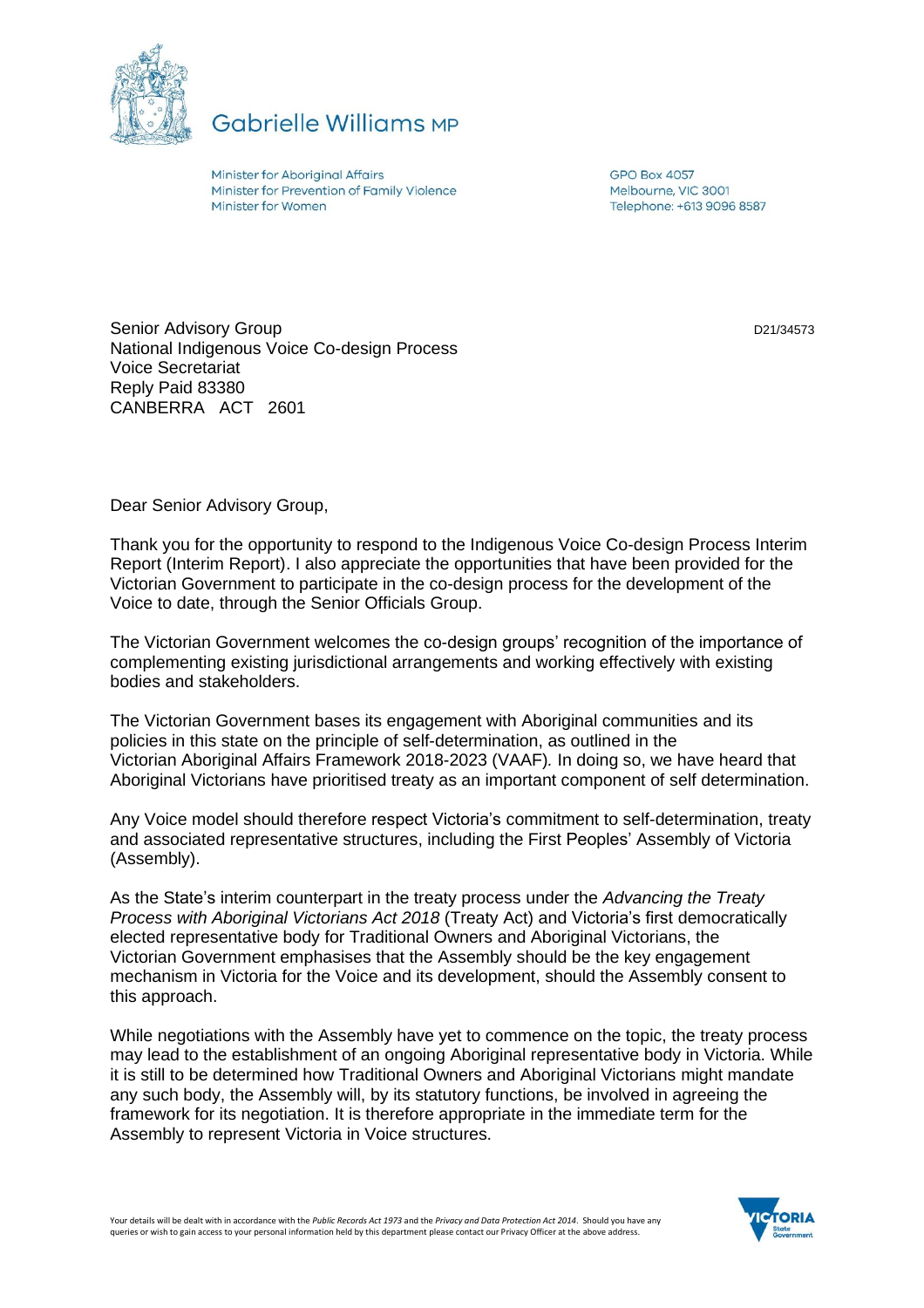# Gabrielle Williams MP

Minister for Aboriginal Affairs
Minister for Prevention of Family Violence
Minister for Women

GPO Box 4057
Melbourne, VIC 3001
Telephone: +613 9096 8587

Senior Advisory Group
National Indigenous Voice Co-design Process
Voice Secretariat
Reply Paid 83380
CANBERRA ACT 2601

D21/34573

Dear Senior Advisory Group,

Thank you for the opportunity to respond to the Indigenous Voice Co-design Process Interim Report (Interim Report). I also appreciate the opportunities that have been provided for the Victorian Government to participate in the co-design process for the development of the Voice to date, through the Senior Officials Group.

The Victorian Government welcomes the co-design groups' recognition of the importance of complementing existing jurisdictional arrangements and working effectively with existing bodies and stakeholders.

The Victorian Government bases its engagement with Aboriginal communities and its policies in this state on the principle of self-determination, as outlined in the Victorian Aboriginal Affairs Framework 2018-2023 (VAAF). In doing so, we have heard that Aboriginal Victorians have prioritised treaty as an important component of self determination.

Any Voice model should therefore respect Victoria's commitment to self-determination, treaty and associated representative structures, including the First Peoples' Assembly of Victoria (Assembly).

As the State's interim counterpart in the treaty process under the *Advancing the Treaty Process with Aboriginal Victorians Act 2018* (Treaty Act) and Victoria's first democratically elected representative body for Traditional Owners and Aboriginal Victorians, the Victorian Government emphasises that the Assembly should be the key engagement mechanism in Victoria for the Voice and its development, should the Assembly consent to this approach.

While negotiations with the Assembly have yet to commence on the topic, the treaty process may lead to the establishment of an ongoing Aboriginal representative body in Victoria. While it is still to be determined how Traditional Owners and Aboriginal Victorians might mandate any such body, the Assembly will, by its statutory functions, be involved in agreeing the framework for its negotiation. It is therefore appropriate in the immediate term for the Assembly to represent Victoria in Voice structures.

Your details will be dealt with in accordance with the *Public Records Act 1973* and the *Privacy and Data Protection Act 2014*. Should you have any queries or wish to gain access to your personal information held by this department please contact our Privacy Officer at the above address.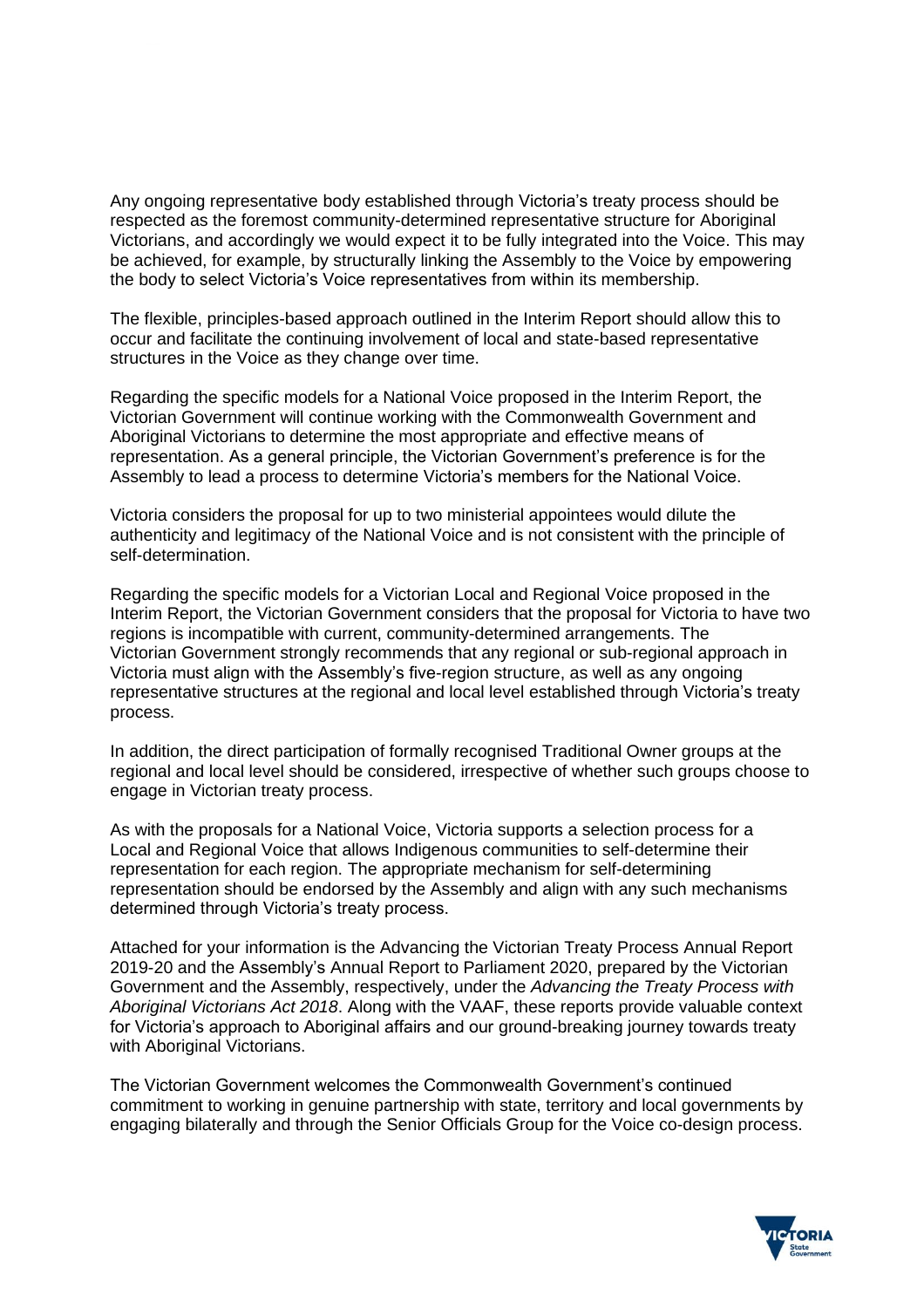Any ongoing representative body established through Victoria's treaty process should be respected as the foremost community-determined representative structure for Aboriginal Victorians, and accordingly we would expect it to be fully integrated into the Voice. This may be achieved, for example, by structurally linking the Assembly to the Voice by empowering the body to select Victoria's Voice representatives from within its membership.

The flexible, principles-based approach outlined in the Interim Report should allow this to occur and facilitate the continuing involvement of local and state-based representative structures in the Voice as they change over time.

Regarding the specific models for a National Voice proposed in the Interim Report, the Victorian Government will continue working with the Commonwealth Government and Aboriginal Victorians to determine the most appropriate and effective means of representation. As a general principle, the Victorian Government's preference is for the Assembly to lead a process to determine Victoria's members for the National Voice.

Victoria considers the proposal for up to two ministerial appointees would dilute the authenticity and legitimacy of the National Voice and is not consistent with the principle of self-determination.

Regarding the specific models for a Victorian Local and Regional Voice proposed in the Interim Report, the Victorian Government considers that the proposal for Victoria to have two regions is incompatible with current, community-determined arrangements. The Victorian Government strongly recommends that any regional or sub-regional approach in Victoria must align with the Assembly's five-region structure, as well as any ongoing representative structures at the regional and local level established through Victoria's treaty process.

In addition, the direct participation of formally recognised Traditional Owner groups at the regional and local level should be considered, irrespective of whether such groups choose to engage in Victorian treaty process.

As with the proposals for a National Voice, Victoria supports a selection process for a Local and Regional Voice that allows Indigenous communities to self-determine their representation for each region. The appropriate mechanism for self-determining representation should be endorsed by the Assembly and align with any such mechanisms determined through Victoria's treaty process.

Attached for your information is the Advancing the Victorian Treaty Process Annual Report 2019-20 and the Assembly's Annual Report to Parliament 2020, prepared by the Victorian Government and the Assembly, respectively, under the *Advancing the Treaty Process with Aboriginal Victorians Act 2018*. Along with the VAAF, these reports provide valuable context for Victoria's approach to Aboriginal affairs and our ground-breaking journey towards treaty with Aboriginal Victorians.

The Victorian Government welcomes the Commonwealth Government's continued commitment to working in genuine partnership with state, territory and local governments by engaging bilaterally and through the Senior Officials Group for the Voice co-design process.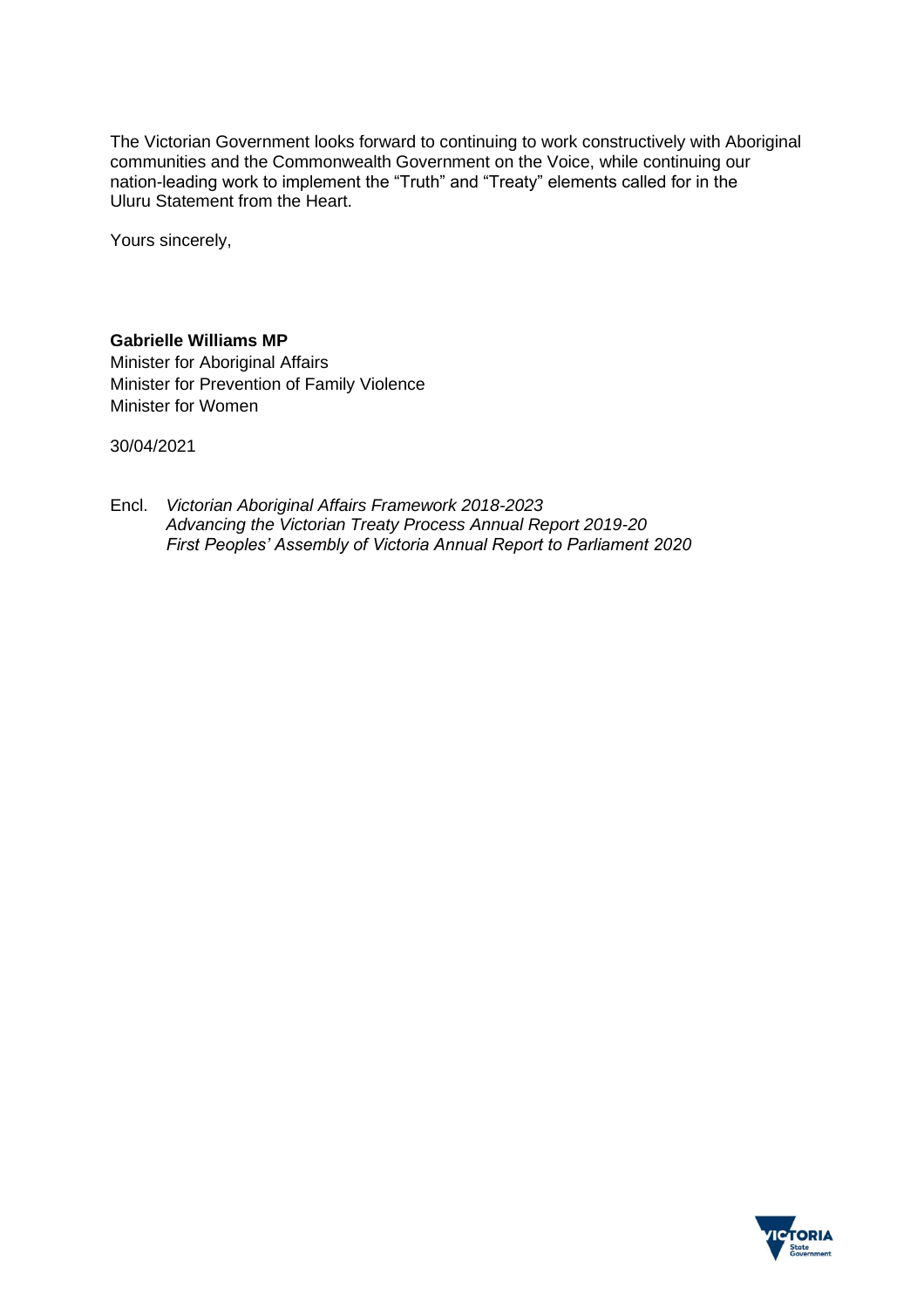The Victorian Government looks forward to continuing to work constructively with Aboriginal communities and the Commonwealth Government on the Voice, while continuing our nation-leading work to implement the "Truth" and "Treaty" elements called for in the Uluru Statement from the Heart.

Yours sincerely,

**Gabrielle Williams MP**
Minister for Aboriginal Affairs
Minister for Prevention of Family Violence
Minister for Women

30/04/2021

Encl. *Victorian Aboriginal Affairs Framework 2018-2023*
*Advancing the Victorian Treaty Process Annual Report 2019-20*
*First Peoples' Assembly of Victoria Annual Report to Parliament 2020*